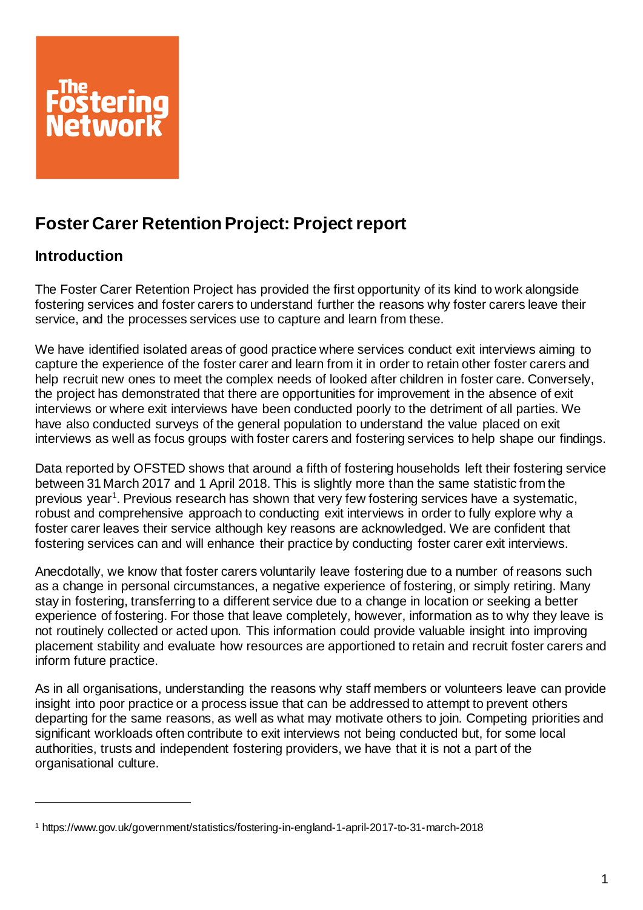# Foster Carer Retention Project: Project report

## Introduction

The Foster Carer Retention Project has provided the first opportunity of its kind to work alongside fostering services and foster carers to understand further the reasons why foster carers leave their service, and the processes services use to capture and learn from these.

We have identified isolated areas of good practice where services conduct exit interviews aiming to capture the experience of the foster carer and learn from it in order to retain other foster carers and help recruit new ones to meet the complex needs of looked after children in foster care. Conversely, the project has demonstrated that there are opportunities for improvement in the absence of exit interviews or where exit interviews have been conducted poorly to the detriment of all parties. We have also conducted surveys of the general population to understand the value placed on exit interviews as well as focus groups with foster carers and fostering services to help shape our findings.

Data reported by OFSTED shows that around a fifth of fostering households left their fostering service between 31 March 2017 and 1 April 2018. This is slightly more than the same statistic from the previous year[1]. Previous research has shown that very few fostering services have a systematic, robust and comprehensive approach to conducting exit interviews in order to fully explore why a foster carer leaves their service although key reasons are acknowledged. We are confident that fostering services can and will enhance their practice by conducting foster carer exit interviews.

Anecdotally, we know that foster carers voluntarily leave fostering due to a number of reasons such as a change in personal circumstances, a negative experience of fostering, or simply retiring. Many stay in fostering, transferring to a different service due to a change in location or seeking a better experience of fostering. For those that leave completely, however, information as to why they leave is not routinely collected or acted upon. This information could provide valuable insight into improving placement stability and evaluate how resources are apportioned to retain and recruit foster carers and inform future practice.

As in all organisations, understanding the reasons why staff members or volunteers leave can provide insight into poor practice or a process issue that can be addressed to attempt to prevent others departing for the same reasons, as well as what may motivate others to join. Competing priorities and significant workloads often contribute to exit interviews not being conducted but, for some local authorities, trusts and independent fostering providers, we have that it is not a part of the organisational culture.

[1] https://www.gov.uk/government/statistics/fostering-in-england-1-april-2017-to-31-march-2018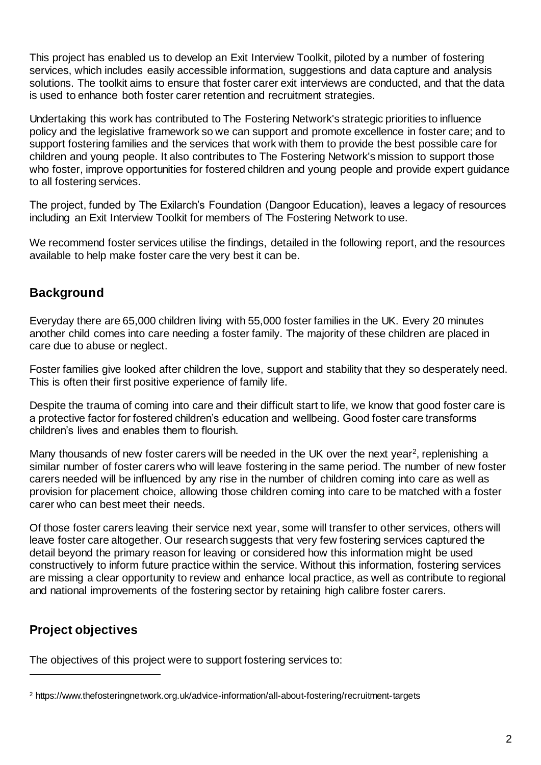This project has enabled us to develop an Exit Interview Toolkit, piloted by a number of fostering services, which includes easily accessible information, suggestions and data capture and analysis solutions. The toolkit aims to ensure that foster carer exit interviews are conducted, and that the data is used to enhance both foster carer retention and recruitment strategies.

Undertaking this work has contributed to The Fostering Network's strategic priorities to influence policy and the legislative framework so we can support and promote excellence in foster care; and to support fostering families and the services that work with them to provide the best possible care for children and young people. It also contributes to The Fostering Network's mission to support those who foster, improve opportunities for fostered children and young people and provide expert guidance to all fostering services.

The project, funded by The Exilarch's Foundation (Dangoor Education), leaves a legacy of resources including an Exit Interview Toolkit for members of The Fostering Network to use.

We recommend foster services utilise the findings, detailed in the following report, and the resources available to help make foster care the very best it can be.

## Background

Everyday there are 65,000 children living with 55,000 foster families in the UK. Every 20 minutes another child comes into care needing a foster family. The majority of these children are placed in care due to abuse or neglect.

Foster families give looked after children the love, support and stability that they so desperately need. This is often their first positive experience of family life.

Despite the trauma of coming into care and their difficult start to life, we know that good foster care is a protective factor for fostered children's education and wellbeing. Good foster care transforms children's lives and enables them to flourish.

Many thousands of new foster carers will be needed in the UK over the next year[2], replenishing a similar number of foster carers who will leave fostering in the same period. The number of new foster carers needed will be influenced by any rise in the number of children coming into care as well as provision for placement choice, allowing those children coming into care to be matched with a foster carer who can best meet their needs.

Of those foster carers leaving their service next year, some will transfer to other services, others will leave foster care altogether. Our research suggests that very few fostering services captured the detail beyond the primary reason for leaving or considered how this information might be used constructively to inform future practice within the service. Without this information, fostering services are missing a clear opportunity to review and enhance local practice, as well as contribute to regional and national improvements of the fostering sector by retaining high calibre foster carers.

## Project objectives

The objectives of this project were to support fostering services to:

[2] https://www.thefosteringnetwork.org.uk/advice-information/all-about-fostering/recruitment-targets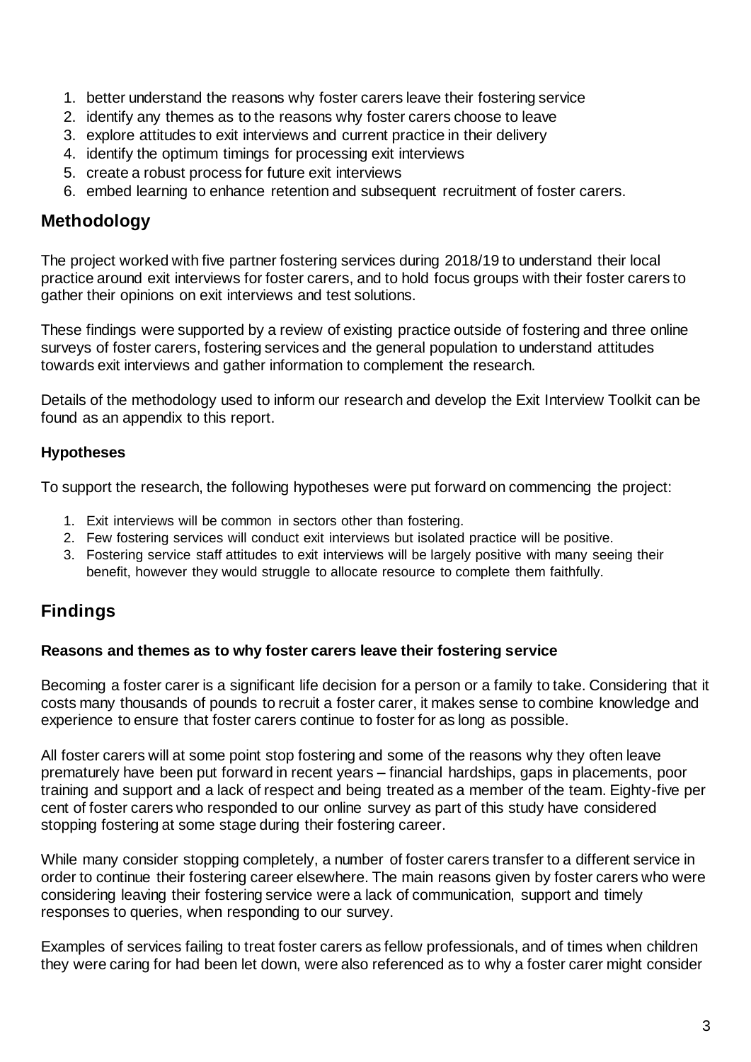1. better understand the reasons why foster carers leave their fostering service
2. identify any themes as to the reasons why foster carers choose to leave
3. explore attitudes to exit interviews and current practice in their delivery
4. identify the optimum timings for processing exit interviews
5. create a robust process for future exit interviews
6. embed learning to enhance retention and subsequent recruitment of foster carers.

## Methodology

The project worked with five partner fostering services during 2018/19 to understand their local practice around exit interviews for foster carers, and to hold focus groups with their foster carers to gather their opinions on exit interviews and test solutions.

These findings were supported by a review of existing practice outside of fostering and three online surveys of foster carers, fostering services and the general population to understand attitudes towards exit interviews and gather information to complement the research.

Details of the methodology used to inform our research and develop the Exit Interview Toolkit can be found as an appendix to this report.

### Hypotheses

To support the research, the following hypotheses were put forward on commencing the project:

1. Exit interviews will be common in sectors other than fostering.
2. Few fostering services will conduct exit interviews but isolated practice will be positive.
3. Fostering service staff attitudes to exit interviews will be largely positive with many seeing their benefit, however they would struggle to allocate resource to complete them faithfully.

## Findings

### Reasons and themes as to why foster carers leave their fostering service

Becoming a foster carer is a significant life decision for a person or a family to take. Considering that it costs many thousands of pounds to recruit a foster carer, it makes sense to combine knowledge and experience to ensure that foster carers continue to foster for as long as possible.

All foster carers will at some point stop fostering and some of the reasons why they often leave prematurely have been put forward in recent years – financial hardships, gaps in placements, poor training and support and a lack of respect and being treated as a member of the team. Eighty-five per cent of foster carers who responded to our online survey as part of this study have considered stopping fostering at some stage during their fostering career.

While many consider stopping completely, a number of foster carers transfer to a different service in order to continue their fostering career elsewhere. The main reasons given by foster carers who were considering leaving their fostering service were a lack of communication, support and timely responses to queries, when responding to our survey.

Examples of services failing to treat foster carers as fellow professionals, and of times when children they were caring for had been let down, were also referenced as to why a foster carer might consider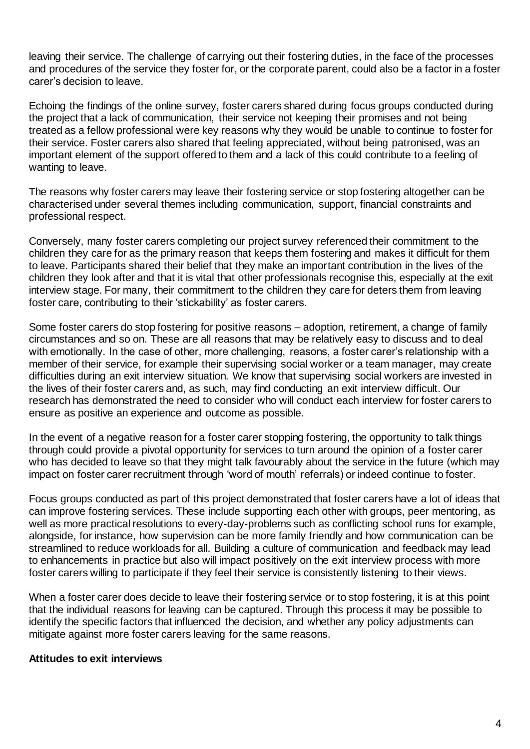leaving their service. The challenge of carrying out their fostering duties, in the face of the processes and procedures of the service they foster for, or the corporate parent, could also be a factor in a foster carer's decision to leave.

Echoing the findings of the online survey, foster carers shared during focus groups conducted during the project that a lack of communication, their service not keeping their promises and not being treated as a fellow professional were key reasons why they would be unable to continue to foster for their service. Foster carers also shared that feeling appreciated, without being patronised, was an important element of the support offered to them and a lack of this could contribute to a feeling of wanting to leave.

The reasons why foster carers may leave their fostering service or stop fostering altogether can be characterised under several themes including communication, support, financial constraints and professional respect.

Conversely, many foster carers completing our project survey referenced their commitment to the children they care for as the primary reason that keeps them fostering and makes it difficult for them to leave. Participants shared their belief that they make an important contribution in the lives of the children they look after and that it is vital that other professionals recognise this, especially at the exit interview stage. For many, their commitment to the children they care for deters them from leaving foster care, contributing to their 'stickability' as foster carers.

Some foster carers do stop fostering for positive reasons – adoption, retirement, a change of family circumstances and so on. These are all reasons that may be relatively easy to discuss and to deal with emotionally. In the case of other, more challenging, reasons, a foster carer's relationship with a member of their service, for example their supervising social worker or a team manager, may create difficulties during an exit interview situation. We know that supervising social workers are invested in the lives of their foster carers and, as such, may find conducting an exit interview difficult. Our research has demonstrated the need to consider who will conduct each interview for foster carers to ensure as positive an experience and outcome as possible.

In the event of a negative reason for a foster carer stopping fostering, the opportunity to talk things through could provide a pivotal opportunity for services to turn around the opinion of a foster carer who has decided to leave so that they might talk favourably about the service in the future (which may impact on foster carer recruitment through 'word of mouth' referrals) or indeed continue to foster.

Focus groups conducted as part of this project demonstrated that foster carers have a lot of ideas that can improve fostering services. These include supporting each other with groups, peer mentoring, as well as more practical resolutions to every-day-problems such as conflicting school runs for example, alongside, for instance, how supervision can be more family friendly and how communication can be streamlined to reduce workloads for all. Building a culture of communication and feedback may lead to enhancements in practice but also will impact positively on the exit interview process with more foster carers willing to participate if they feel their service is consistently listening to their views.

When a foster carer does decide to leave their fostering service or to stop fostering, it is at this point that the individual reasons for leaving can be captured. Through this process it may be possible to identify the specific factors that influenced the decision, and whether any policy adjustments can mitigate against more foster carers leaving for the same reasons.

**Attitudes to exit interviews**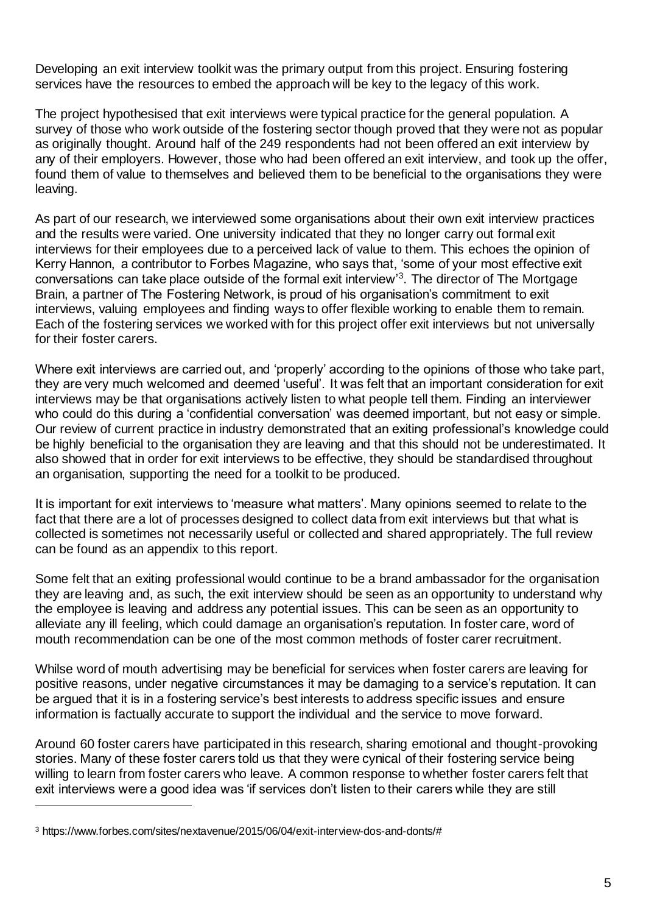Developing an exit interview toolkit was the primary output from this project. Ensuring fostering services have the resources to embed the approach will be key to the legacy of this work.

The project hypothesised that exit interviews were typical practice for the general population. A survey of those who work outside of the fostering sector though proved that they were not as popular as originally thought. Around half of the 249 respondents had not been offered an exit interview by any of their employers. However, those who had been offered an exit interview, and took up the offer, found them of value to themselves and believed them to be beneficial to the organisations they were leaving.

As part of our research, we interviewed some organisations about their own exit interview practices and the results were varied. One university indicated that they no longer carry out formal exit interviews for their employees due to a perceived lack of value to them. This echoes the opinion of Kerry Hannon, a contributor to Forbes Magazine, who says that, 'some of your most effective exit conversations can take place outside of the formal exit interview'[3]. The director of The Mortgage Brain, a partner of The Fostering Network, is proud of his organisation's commitment to exit interviews, valuing employees and finding ways to offer flexible working to enable them to remain. Each of the fostering services we worked with for this project offer exit interviews but not universally for their foster carers.

Where exit interviews are carried out, and 'properly' according to the opinions of those who take part, they are very much welcomed and deemed 'useful'. It was felt that an important consideration for exit interviews may be that organisations actively listen to what people tell them. Finding an interviewer who could do this during a 'confidential conversation' was deemed important, but not easy or simple. Our review of current practice in industry demonstrated that an exiting professional's knowledge could be highly beneficial to the organisation they are leaving and that this should not be underestimated. It also showed that in order for exit interviews to be effective, they should be standardised throughout an organisation, supporting the need for a toolkit to be produced.

It is important for exit interviews to 'measure what matters'. Many opinions seemed to relate to the fact that there are a lot of processes designed to collect data from exit interviews but that what is collected is sometimes not necessarily useful or collected and shared appropriately. The full review can be found as an appendix to this report.

Some felt that an exiting professional would continue to be a brand ambassador for the organisation they are leaving and, as such, the exit interview should be seen as an opportunity to understand why the employee is leaving and address any potential issues. This can be seen as an opportunity to alleviate any ill feeling, which could damage an organisation's reputation. In foster care, word of mouth recommendation can be one of the most common methods of foster carer recruitment.

Whilse word of mouth advertising may be beneficial for services when foster carers are leaving for positive reasons, under negative circumstances it may be damaging to a service's reputation. It can be argued that it is in a fostering service's best interests to address specific issues and ensure information is factually accurate to support the individual and the service to move forward.

Around 60 foster carers have participated in this research, sharing emotional and thought-provoking stories. Many of these foster carers told us that they were cynical of their fostering service being willing to learn from foster carers who leave. A common response to whether foster carers felt that exit interviews were a good idea was 'if services don't listen to their carers while they are still

---

[3] https://www.forbes.com/sites/nextavenue/2015/06/04/exit-interview-dos-and-donts/#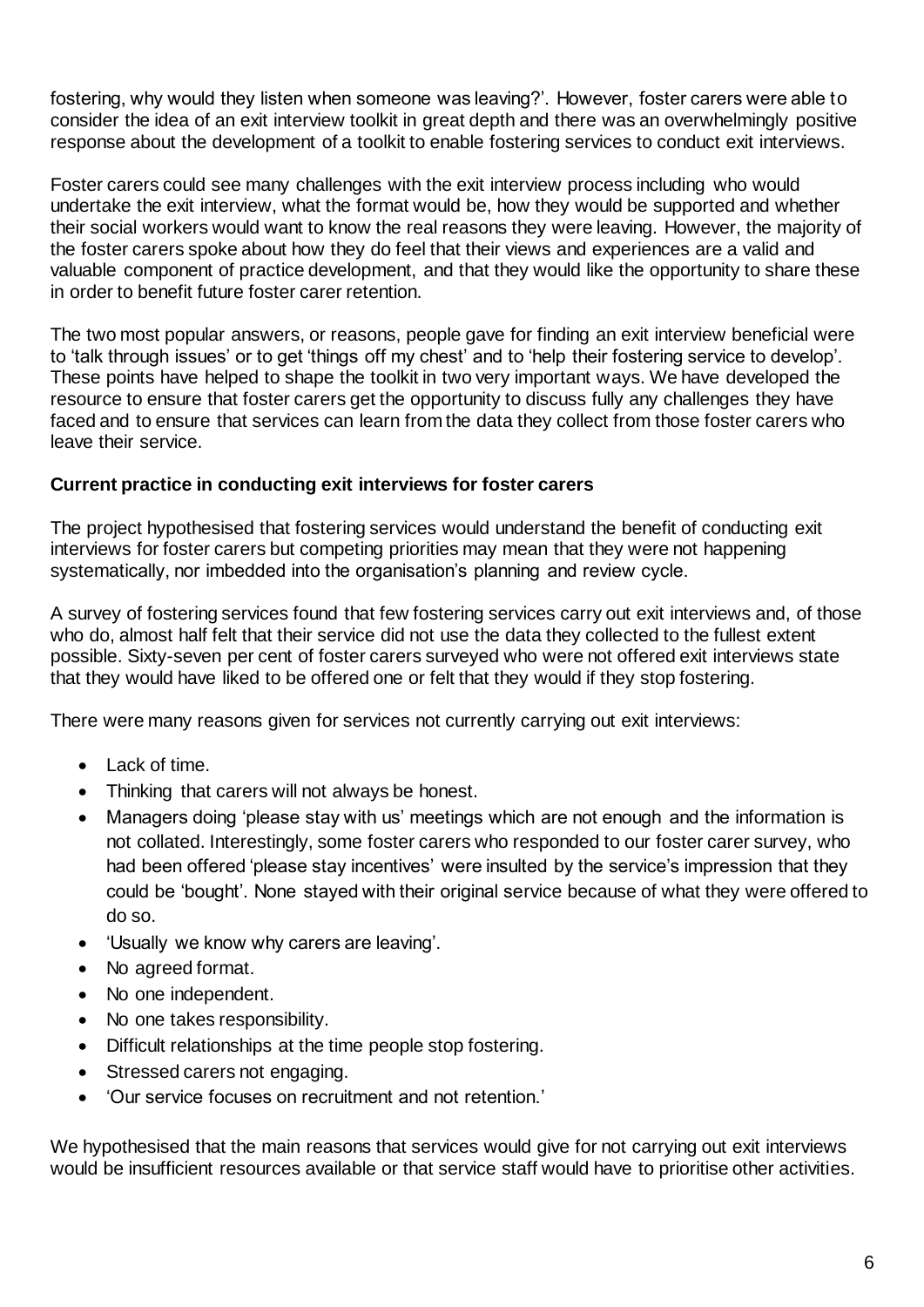fostering, why would they listen when someone was leaving?'. However, foster carers were able to consider the idea of an exit interview toolkit in great depth and there was an overwhelmingly positive response about the development of a toolkit to enable fostering services to conduct exit interviews.

Foster carers could see many challenges with the exit interview process including who would undertake the exit interview, what the format would be, how they would be supported and whether their social workers would want to know the real reasons they were leaving. However, the majority of the foster carers spoke about how they do feel that their views and experiences are a valid and valuable component of practice development, and that they would like the opportunity to share these in order to benefit future foster carer retention.

The two most popular answers, or reasons, people gave for finding an exit interview beneficial were to 'talk through issues' or to get 'things off my chest' and to 'help their fostering service to develop'. These points have helped to shape the toolkit in two very important ways. We have developed the resource to ensure that foster carers get the opportunity to discuss fully any challenges they have faced and to ensure that services can learn from the data they collect from those foster carers who leave their service.

### Current practice in conducting exit interviews for foster carers

The project hypothesised that fostering services would understand the benefit of conducting exit interviews for foster carers but competing priorities may mean that they were not happening systematically, nor imbedded into the organisation's planning and review cycle.

A survey of fostering services found that few fostering services carry out exit interviews and, of those who do, almost half felt that their service did not use the data they collected to the fullest extent possible. Sixty-seven per cent of foster carers surveyed who were not offered exit interviews state that they would have liked to be offered one or felt that they would if they stop fostering.

There were many reasons given for services not currently carrying out exit interviews:

- Lack of time.
- Thinking that carers will not always be honest.
- Managers doing 'please stay with us' meetings which are not enough and the information is not collated. Interestingly, some foster carers who responded to our foster carer survey, who had been offered 'please stay incentives' were insulted by the service's impression that they could be 'bought'. None stayed with their original service because of what they were offered to do so.
- 'Usually we know why carers are leaving'.
- No agreed format.
- No one independent.
- No one takes responsibility.
- Difficult relationships at the time people stop fostering.
- Stressed carers not engaging.
- 'Our service focuses on recruitment and not retention.'

We hypothesised that the main reasons that services would give for not carrying out exit interviews would be insufficient resources available or that service staff would have to prioritise other activities.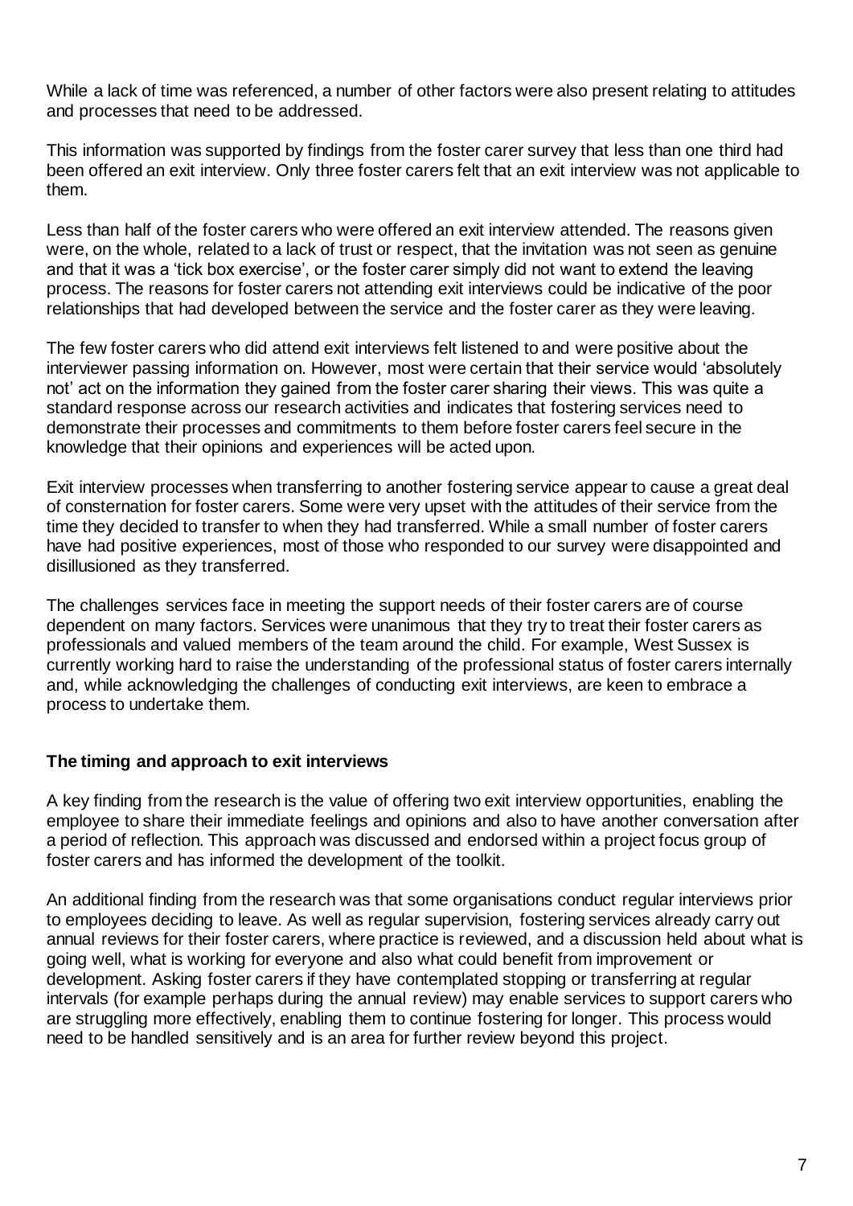While a lack of time was referenced, a number of other factors were also present relating to attitudes and processes that need to be addressed.

This information was supported by findings from the foster carer survey that less than one third had been offered an exit interview. Only three foster carers felt that an exit interview was not applicable to them.

Less than half of the foster carers who were offered an exit interview attended. The reasons given were, on the whole, related to a lack of trust or respect, that the invitation was not seen as genuine and that it was a 'tick box exercise', or the foster carer simply did not want to extend the leaving process. The reasons for foster carers not attending exit interviews could be indicative of the poor relationships that had developed between the service and the foster carer as they were leaving.

The few foster carers who did attend exit interviews felt listened to and were positive about the interviewer passing information on. However, most were certain that their service would 'absolutely not' act on the information they gained from the foster carer sharing their views. This was quite a standard response across our research activities and indicates that fostering services need to demonstrate their processes and commitments to them before foster carers feel secure in the knowledge that their opinions and experiences will be acted upon.

Exit interview processes when transferring to another fostering service appear to cause a great deal of consternation for foster carers. Some were very upset with the attitudes of their service from the time they decided to transfer to when they had transferred. While a small number of foster carers have had positive experiences, most of those who responded to our survey were disappointed and disillusioned as they transferred.

The challenges services face in meeting the support needs of their foster carers are of course dependent on many factors. Services were unanimous that they try to treat their foster carers as professionals and valued members of the team around the child. For example, West Sussex is currently working hard to raise the understanding of the professional status of foster carers internally and, while acknowledging the challenges of conducting exit interviews, are keen to embrace a process to undertake them.

**The timing and approach to exit interviews**

A key finding from the research is the value of offering two exit interview opportunities, enabling the employee to share their immediate feelings and opinions and also to have another conversation after a period of reflection. This approach was discussed and endorsed within a project focus group of foster carers and has informed the development of the toolkit.

An additional finding from the research was that some organisations conduct regular interviews prior to employees deciding to leave. As well as regular supervision, fostering services already carry out annual reviews for their foster carers, where practice is reviewed, and a discussion held about what is going well, what is working for everyone and also what could benefit from improvement or development. Asking foster carers if they have contemplated stopping or transferring at regular intervals (for example perhaps during the annual review) may enable services to support carers who are struggling more effectively, enabling them to continue fostering for longer. This process would need to be handled sensitively and is an area for further review beyond this project.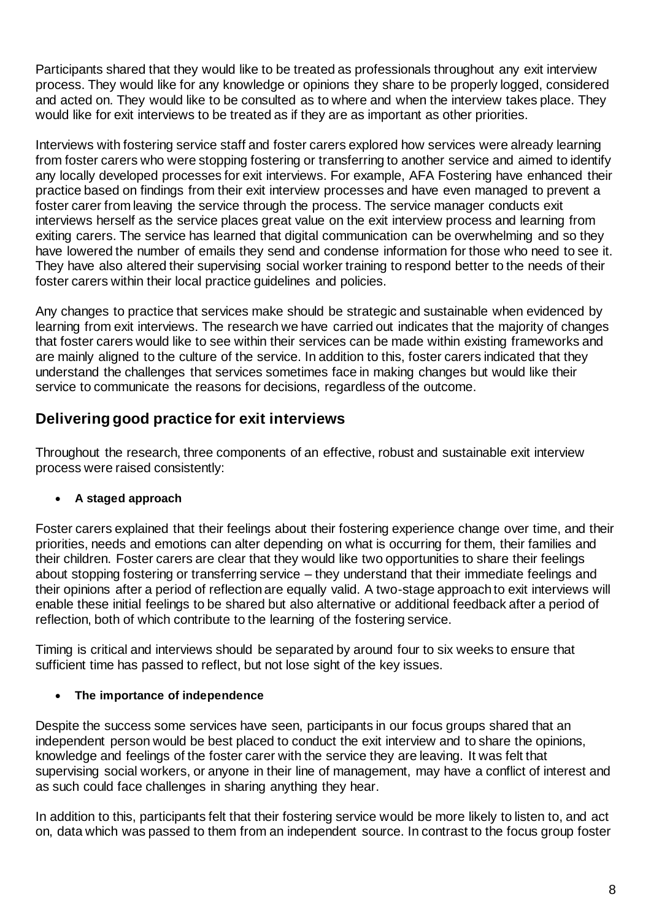Participants shared that they would like to be treated as professionals throughout any exit interview process. They would like for any knowledge or opinions they share to be properly logged, considered and acted on. They would like to be consulted as to where and when the interview takes place. They would like for exit interviews to be treated as if they are as important as other priorities.

Interviews with fostering service staff and foster carers explored how services were already learning from foster carers who were stopping fostering or transferring to another service and aimed to identify any locally developed processes for exit interviews. For example, AFA Fostering have enhanced their practice based on findings from their exit interview processes and have even managed to prevent a foster carer from leaving the service through the process. The service manager conducts exit interviews herself as the service places great value on the exit interview process and learning from exiting carers. The service has learned that digital communication can be overwhelming and so they have lowered the number of emails they send and condense information for those who need to see it. They have also altered their supervising social worker training to respond better to the needs of their foster carers within their local practice guidelines and policies.

Any changes to practice that services make should be strategic and sustainable when evidenced by learning from exit interviews. The research we have carried out indicates that the majority of changes that foster carers would like to see within their services can be made within existing frameworks and are mainly aligned to the culture of the service. In addition to this, foster carers indicated that they understand the challenges that services sometimes face in making changes but would like their service to communicate the reasons for decisions, regardless of the outcome.

## Delivering good practice for exit interviews

Throughout the research, three components of an effective, robust and sustainable exit interview process were raised consistently:

- **A staged approach**

Foster carers explained that their feelings about their fostering experience change over time, and their priorities, needs and emotions can alter depending on what is occurring for them, their families and their children. Foster carers are clear that they would like two opportunities to share their feelings about stopping fostering or transferring service – they understand that their immediate feelings and their opinions after a period of reflection are equally valid. A two-stage approach to exit interviews will enable these initial feelings to be shared but also alternative or additional feedback after a period of reflection, both of which contribute to the learning of the fostering service.

Timing is critical and interviews should be separated by around four to six weeks to ensure that sufficient time has passed to reflect, but not lose sight of the key issues.

- **The importance of independence**

Despite the success some services have seen, participants in our focus groups shared that an independent person would be best placed to conduct the exit interview and to share the opinions, knowledge and feelings of the foster carer with the service they are leaving. It was felt that supervising social workers, or anyone in their line of management, may have a conflict of interest and as such could face challenges in sharing anything they hear.

In addition to this, participants felt that their fostering service would be more likely to listen to, and act on, data which was passed to them from an independent source. In contrast to the focus group foster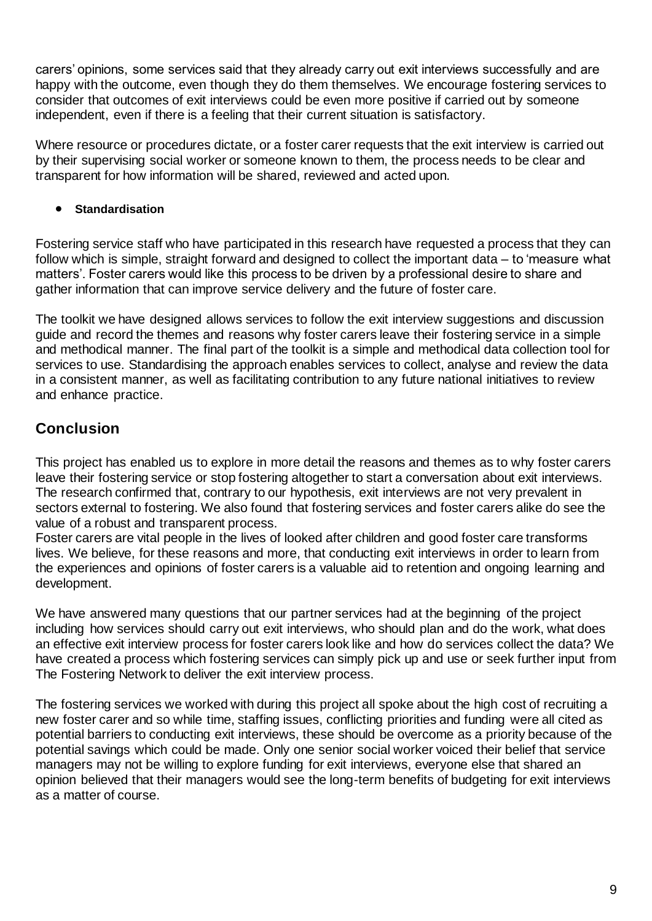carers' opinions, some services said that they already carry out exit interviews successfully and are happy with the outcome, even though they do them themselves. We encourage fostering services to consider that outcomes of exit interviews could be even more positive if carried out by someone independent, even if there is a feeling that their current situation is satisfactory.

Where resource or procedures dictate, or a foster carer requests that the exit interview is carried out by their supervising social worker or someone known to them, the process needs to be clear and transparent for how information will be shared, reviewed and acted upon.

- **Standardisation**

Fostering service staff who have participated in this research have requested a process that they can follow which is simple, straight forward and designed to collect the important data – to 'measure what matters'. Foster carers would like this process to be driven by a professional desire to share and gather information that can improve service delivery and the future of foster care.

The toolkit we have designed allows services to follow the exit interview suggestions and discussion guide and record the themes and reasons why foster carers leave their fostering service in a simple and methodical manner. The final part of the toolkit is a simple and methodical data collection tool for services to use. Standardising the approach enables services to collect, analyse and review the data in a consistent manner, as well as facilitating contribution to any future national initiatives to review and enhance practice.

## Conclusion

This project has enabled us to explore in more detail the reasons and themes as to why foster carers leave their fostering service or stop fostering altogether to start a conversation about exit interviews. The research confirmed that, contrary to our hypothesis, exit interviews are not very prevalent in sectors external to fostering. We also found that fostering services and foster carers alike do see the value of a robust and transparent process.

Foster carers are vital people in the lives of looked after children and good foster care transforms lives. We believe, for these reasons and more, that conducting exit interviews in order to learn from the experiences and opinions of foster carers is a valuable aid to retention and ongoing learning and development.

We have answered many questions that our partner services had at the beginning of the project including how services should carry out exit interviews, who should plan and do the work, what does an effective exit interview process for foster carers look like and how do services collect the data? We have created a process which fostering services can simply pick up and use or seek further input from The Fostering Network to deliver the exit interview process.

The fostering services we worked with during this project all spoke about the high cost of recruiting a new foster carer and so while time, staffing issues, conflicting priorities and funding were all cited as potential barriers to conducting exit interviews, these should be overcome as a priority because of the potential savings which could be made. Only one senior social worker voiced their belief that service managers may not be willing to explore funding for exit interviews, everyone else that shared an opinion believed that their managers would see the long-term benefits of budgeting for exit interviews as a matter of course.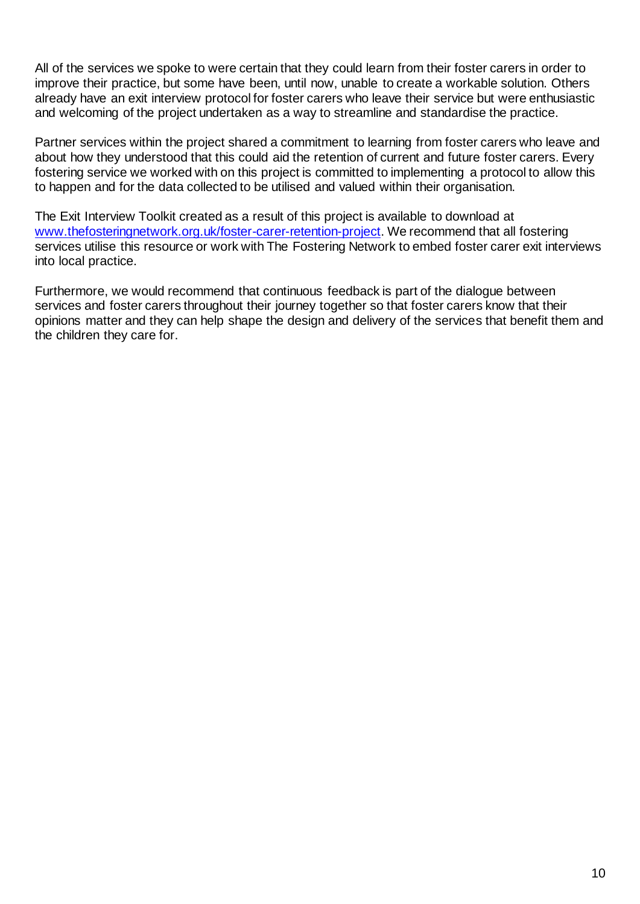All of the services we spoke to were certain that they could learn from their foster carers in order to improve their practice, but some have been, until now, unable to create a workable solution. Others already have an exit interview protocol for foster carers who leave their service but were enthusiastic and welcoming of the project undertaken as a way to streamline and standardise the practice.

Partner services within the project shared a commitment to learning from foster carers who leave and about how they understood that this could aid the retention of current and future foster carers. Every fostering service we worked with on this project is committed to implementing a protocol to allow this to happen and for the data collected to be utilised and valued within their organisation.

The Exit Interview Toolkit created as a result of this project is available to download at [www.thefosteringnetwork.org.uk/foster-carer-retention-project](http://www.thefosteringnetwork.org.uk/foster-carer-retention-project). We recommend that all fostering services utilise this resource or work with The Fostering Network to embed foster carer exit interviews into local practice.

Furthermore, we would recommend that continuous feedback is part of the dialogue between services and foster carers throughout their journey together so that foster carers know that their opinions matter and they can help shape the design and delivery of the services that benefit them and the children they care for.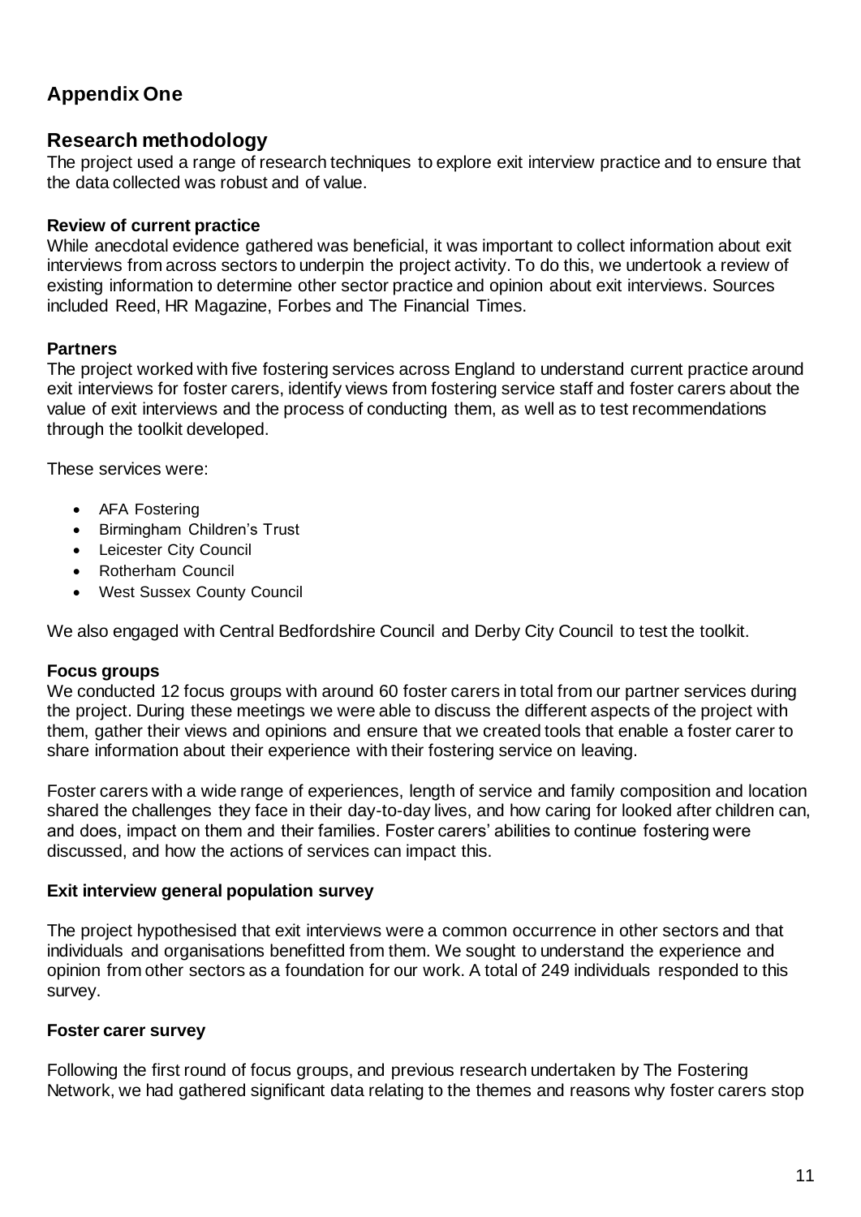## Appendix One

## Research methodology

The project used a range of research techniques to explore exit interview practice and to ensure that the data collected was robust and of value.

### Review of current practice

While anecdotal evidence gathered was beneficial, it was important to collect information about exit interviews from across sectors to underpin the project activity. To do this, we undertook a review of existing information to determine other sector practice and opinion about exit interviews. Sources included Reed, HR Magazine, Forbes and The Financial Times.

### Partners

The project worked with five fostering services across England to understand current practice around exit interviews for foster carers, identify views from fostering service staff and foster carers about the value of exit interviews and the process of conducting them, as well as to test recommendations through the toolkit developed.

These services were:

- AFA Fostering
- Birmingham Children's Trust
- Leicester City Council
- Rotherham Council
- West Sussex County Council

We also engaged with Central Bedfordshire Council and Derby City Council to test the toolkit.

### Focus groups

We conducted 12 focus groups with around 60 foster carers in total from our partner services during the project. During these meetings we were able to discuss the different aspects of the project with them, gather their views and opinions and ensure that we created tools that enable a foster carer to share information about their experience with their fostering service on leaving.

Foster carers with a wide range of experiences, length of service and family composition and location shared the challenges they face in their day-to-day lives, and how caring for looked after children can, and does, impact on them and their families. Foster carers' abilities to continue fostering were discussed, and how the actions of services can impact this.

### Exit interview general population survey

The project hypothesised that exit interviews were a common occurrence in other sectors and that individuals and organisations benefitted from them. We sought to understand the experience and opinion from other sectors as a foundation for our work. A total of 249 individuals responded to this survey.

### Foster carer survey

Following the first round of focus groups, and previous research undertaken by The Fostering Network, we had gathered significant data relating to the themes and reasons why foster carers stop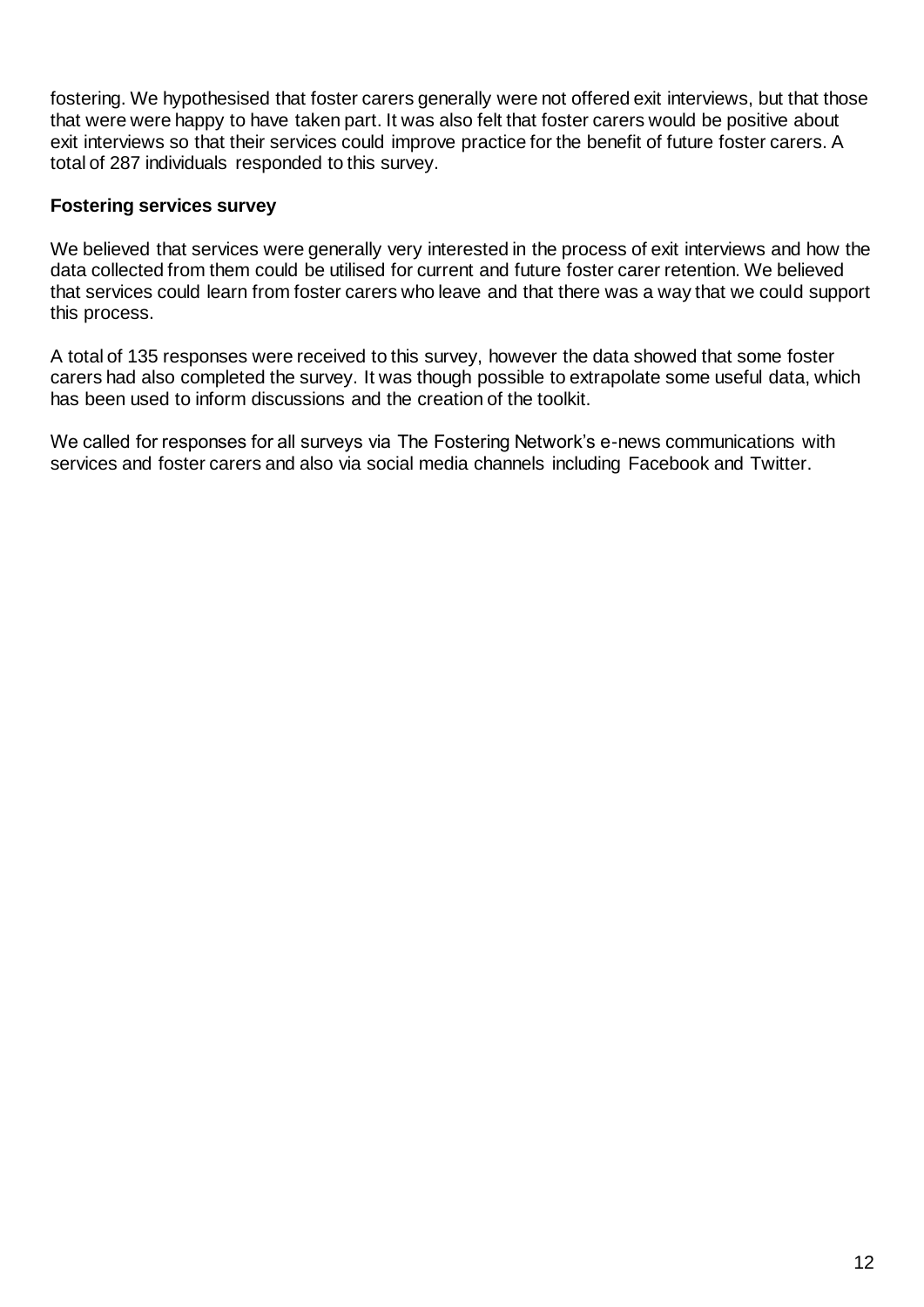fostering. We hypothesised that foster carers generally were not offered exit interviews, but that those that were were happy to have taken part. It was also felt that foster carers would be positive about exit interviews so that their services could improve practice for the benefit of future foster carers. A total of 287 individuals responded to this survey.

**Fostering services survey**

We believed that services were generally very interested in the process of exit interviews and how the data collected from them could be utilised for current and future foster carer retention. We believed that services could learn from foster carers who leave and that there was a way that we could support this process.

A total of 135 responses were received to this survey, however the data showed that some foster carers had also completed the survey. It was though possible to extrapolate some useful data, which has been used to inform discussions and the creation of the toolkit.

We called for responses for all surveys via The Fostering Network's e-news communications with services and foster carers and also via social media channels including Facebook and Twitter.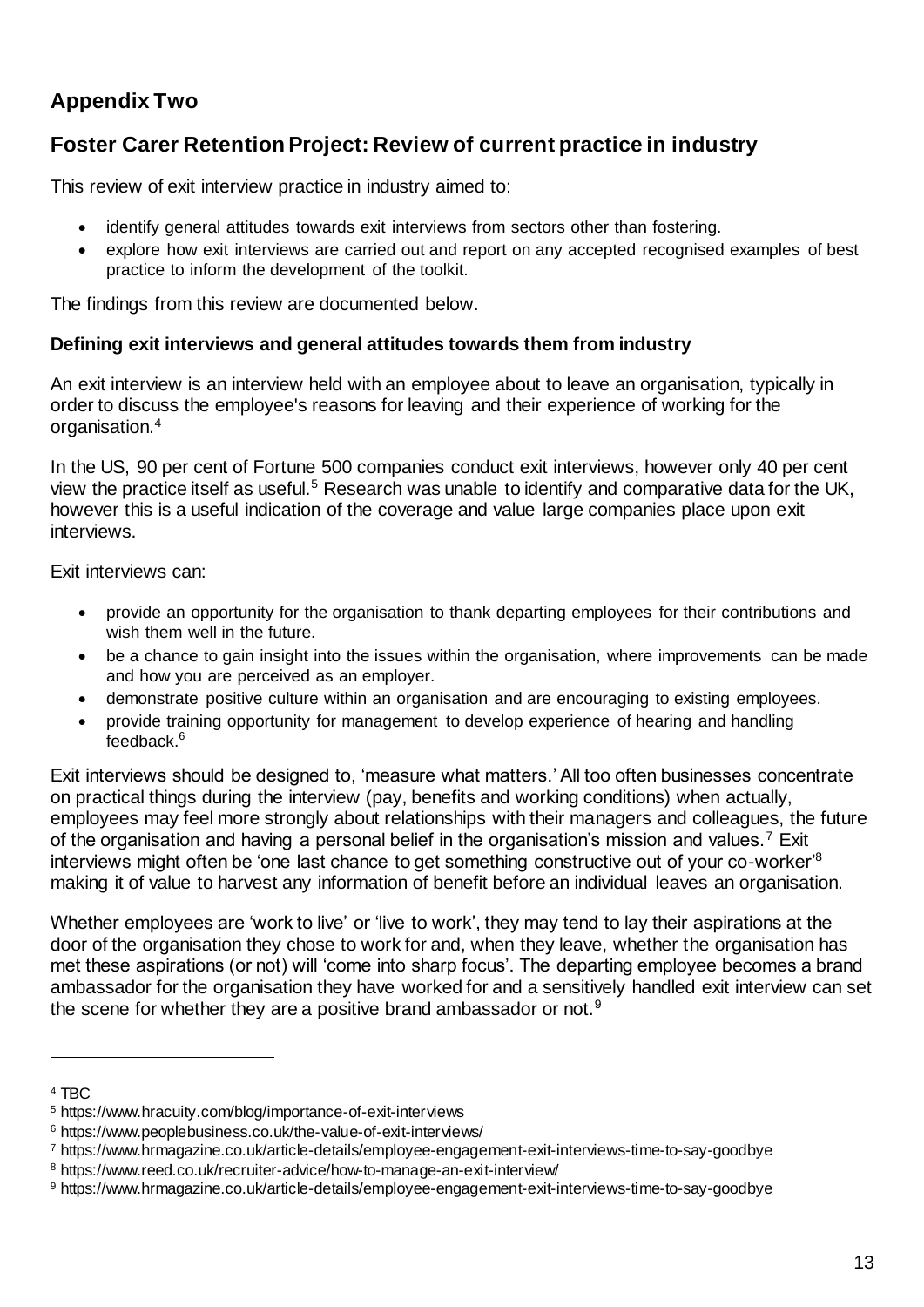## Appendix Two

## Foster Carer Retention Project: Review of current practice in industry

This review of exit interview practice in industry aimed to:

- identify general attitudes towards exit interviews from sectors other than fostering.
- explore how exit interviews are carried out and report on any accepted recognised examples of best practice to inform the development of the toolkit.

The findings from this review are documented below.

### Defining exit interviews and general attitudes towards them from industry

An exit interview is an interview held with an employee about to leave an organisation, typically in order to discuss the employee's reasons for leaving and their experience of working for the organisation.[4]

In the US, 90 per cent of Fortune 500 companies conduct exit interviews, however only 40 per cent view the practice itself as useful.[5] Research was unable to identify and comparative data for the UK, however this is a useful indication of the coverage and value large companies place upon exit interviews.

Exit interviews can:

- provide an opportunity for the organisation to thank departing employees for their contributions and wish them well in the future.
- be a chance to gain insight into the issues within the organisation, where improvements can be made and how you are perceived as an employer.
- demonstrate positive culture within an organisation and are encouraging to existing employees.
- provide training opportunity for management to develop experience of hearing and handling feedback.[6]

Exit interviews should be designed to, 'measure what matters.' All too often businesses concentrate on practical things during the interview (pay, benefits and working conditions) when actually, employees may feel more strongly about relationships with their managers and colleagues, the future of the organisation and having a personal belief in the organisation's mission and values.[7] Exit interviews might often be 'one last chance to get something constructive out of your co-worker'[8] making it of value to harvest any information of benefit before an individual leaves an organisation.

Whether employees are 'work to live' or 'live to work', they may tend to lay their aspirations at the door of the organisation they chose to work for and, when they leave, whether the organisation has met these aspirations (or not) will 'come into sharp focus'. The departing employee becomes a brand ambassador for the organisation they have worked for and a sensitively handled exit interview can set the scene for whether they are a positive brand ambassador or not.[9]

---

[4] TBC
[5] https://www.hracuity.com/blog/importance-of-exit-interviews
[6] https://www.peoplebusiness.co.uk/the-value-of-exit-interviews/
[7] https://www.hrmagazine.co.uk/article-details/employee-engagement-exit-interviews-time-to-say-goodbye
[8] https://www.reed.co.uk/recruiter-advice/how-to-manage-an-exit-interview/
[9] https://www.hrmagazine.co.uk/article-details/employee-engagement-exit-interviews-time-to-say-goodbye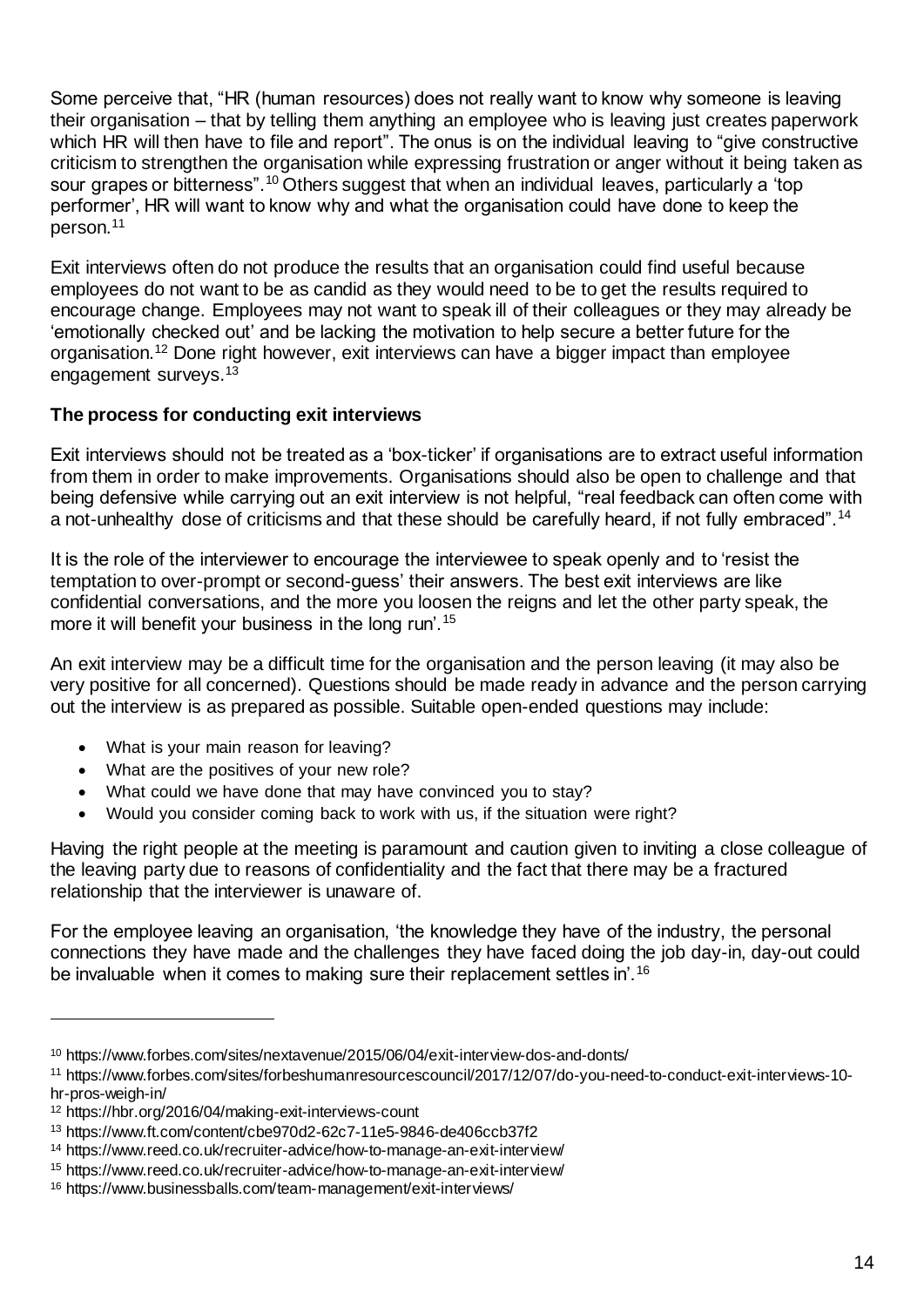Some perceive that, "HR (human resources) does not really want to know why someone is leaving their organisation – that by telling them anything an employee who is leaving just creates paperwork which HR will then have to file and report". The onus is on the individual leaving to "give constructive criticism to strengthen the organisation while expressing frustration or anger without it being taken as sour grapes or bitterness".[10] Others suggest that when an individual leaves, particularly a 'top performer', HR will want to know why and what the organisation could have done to keep the person.[11]

Exit interviews often do not produce the results that an organisation could find useful because employees do not want to be as candid as they would need to be to get the results required to encourage change. Employees may not want to speak ill of their colleagues or they may already be 'emotionally checked out' and be lacking the motivation to help secure a better future for the organisation.[12] Done right however, exit interviews can have a bigger impact than employee engagement surveys.[13]

**The process for conducting exit interviews**

Exit interviews should not be treated as a 'box-ticker' if organisations are to extract useful information from them in order to make improvements. Organisations should also be open to challenge and that being defensive while carrying out an exit interview is not helpful, "real feedback can often come with a not-unhealthy dose of criticisms and that these should be carefully heard, if not fully embraced".[14]

It is the role of the interviewer to encourage the interviewee to speak openly and to 'resist the temptation to over-prompt or second-guess' their answers. The best exit interviews are like confidential conversations, and the more you loosen the reigns and let the other party speak, the more it will benefit your business in the long run'.[15]

An exit interview may be a difficult time for the organisation and the person leaving (it may also be very positive for all concerned). Questions should be made ready in advance and the person carrying out the interview is as prepared as possible. Suitable open-ended questions may include:

- What is your main reason for leaving?
- What are the positives of your new role?
- What could we have done that may have convinced you to stay?
- Would you consider coming back to work with us, if the situation were right?

Having the right people at the meeting is paramount and caution given to inviting a close colleague of the leaving party due to reasons of confidentiality and the fact that there may be a fractured relationship that the interviewer is unaware of.

For the employee leaving an organisation, 'the knowledge they have of the industry, the personal connections they have made and the challenges they have faced doing the job day-in, day-out could be invaluable when it comes to making sure their replacement settles in'.[16]

---

[10] https://www.forbes.com/sites/nextavenue/2015/06/04/exit-interview-dos-and-donts/

[11] https://www.forbes.com/sites/forbeshumanresourcescouncil/2017/12/07/do-you-need-to-conduct-exit-interviews-10-hr-pros-weigh-in/

[12] https://hbr.org/2016/04/making-exit-interviews-count

[13] https://www.ft.com/content/cbe970d2-62c7-11e5-9846-de406ccb37f2

[14] https://www.reed.co.uk/recruiter-advice/how-to-manage-an-exit-interview/

[15] https://www.reed.co.uk/recruiter-advice/how-to-manage-an-exit-interview/

[16] https://www.businessballs.com/team-management/exit-interviews/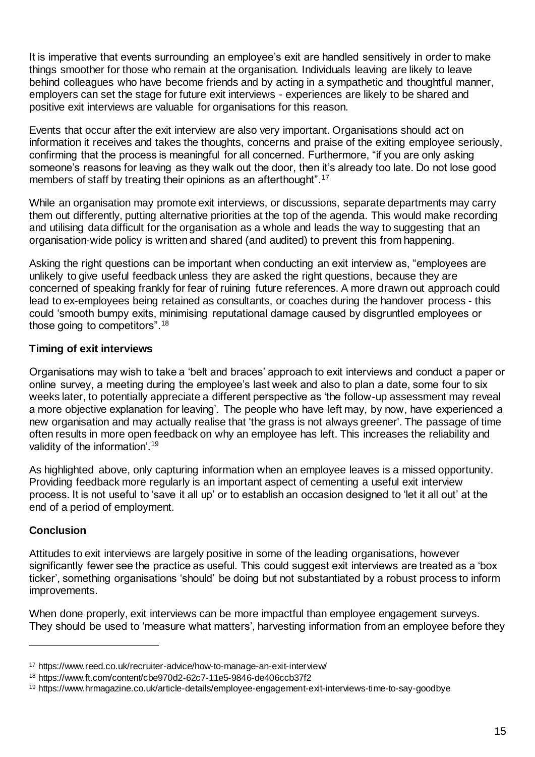It is imperative that events surrounding an employee's exit are handled sensitively in order to make things smoother for those who remain at the organisation. Individuals leaving are likely to leave behind colleagues who have become friends and by acting in a sympathetic and thoughtful manner, employers can set the stage for future exit interviews - experiences are likely to be shared and positive exit interviews are valuable for organisations for this reason.

Events that occur after the exit interview are also very important. Organisations should act on information it receives and takes the thoughts, concerns and praise of the exiting employee seriously, confirming that the process is meaningful for all concerned. Furthermore, "if you are only asking someone's reasons for leaving as they walk out the door, then it's already too late. Do not lose good members of staff by treating their opinions as an afterthought".[17]

While an organisation may promote exit interviews, or discussions, separate departments may carry them out differently, putting alternative priorities at the top of the agenda. This would make recording and utilising data difficult for the organisation as a whole and leads the way to suggesting that an organisation-wide policy is written and shared (and audited) to prevent this from happening.

Asking the right questions can be important when conducting an exit interview as, "employees are unlikely to give useful feedback unless they are asked the right questions, because they are concerned of speaking frankly for fear of ruining future references. A more drawn out approach could lead to ex-employees being retained as consultants, or coaches during the handover process - this could 'smooth bumpy exits, minimising reputational damage caused by disgruntled employees or those going to competitors".[18]

**Timing of exit interviews**

Organisations may wish to take a 'belt and braces' approach to exit interviews and conduct a paper or online survey, a meeting during the employee's last week and also to plan a date, some four to six weeks later, to potentially appreciate a different perspective as 'the follow-up assessment may reveal a more objective explanation for leaving'. The people who have left may, by now, have experienced a new organisation and may actually realise that 'the grass is not always greener'. The passage of time often results in more open feedback on why an employee has left. This increases the reliability and validity of the information'.[19]

As highlighted above, only capturing information when an employee leaves is a missed opportunity. Providing feedback more regularly is an important aspect of cementing a useful exit interview process. It is not useful to 'save it all up' or to establish an occasion designed to 'let it all out' at the end of a period of employment.

**Conclusion**

Attitudes to exit interviews are largely positive in some of the leading organisations, however significantly fewer see the practice as useful. This could suggest exit interviews are treated as a 'box ticker', something organisations 'should' be doing but not substantiated by a robust process to inform improvements.

When done properly, exit interviews can be more impactful than employee engagement surveys. They should be used to 'measure what matters', harvesting information from an employee before they

---

[17] https://www.reed.co.uk/recruiter-advice/how-to-manage-an-exit-interview/

[18] https://www.ft.com/content/cbe970d2-62c7-11e5-9846-de406ccb37f2

[19] https://www.hrmagazine.co.uk/article-details/employee-engagement-exit-interviews-time-to-say-goodbye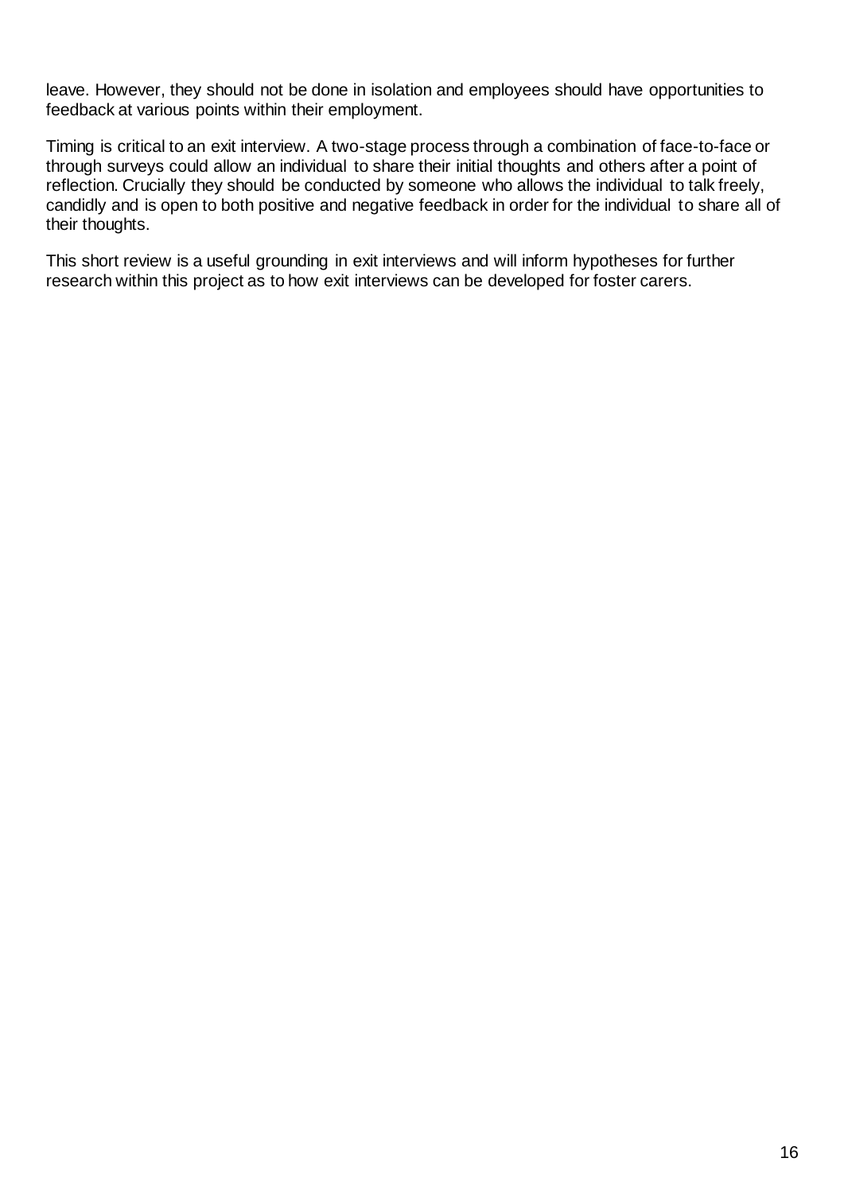leave. However, they should not be done in isolation and employees should have opportunities to feedback at various points within their employment.

Timing is critical to an exit interview. A two-stage process through a combination of face-to-face or through surveys could allow an individual to share their initial thoughts and others after a point of reflection. Crucially they should be conducted by someone who allows the individual to talk freely, candidly and is open to both positive and negative feedback in order for the individual to share all of their thoughts.

This short review is a useful grounding in exit interviews and will inform hypotheses for further research within this project as to how exit interviews can be developed for foster carers.